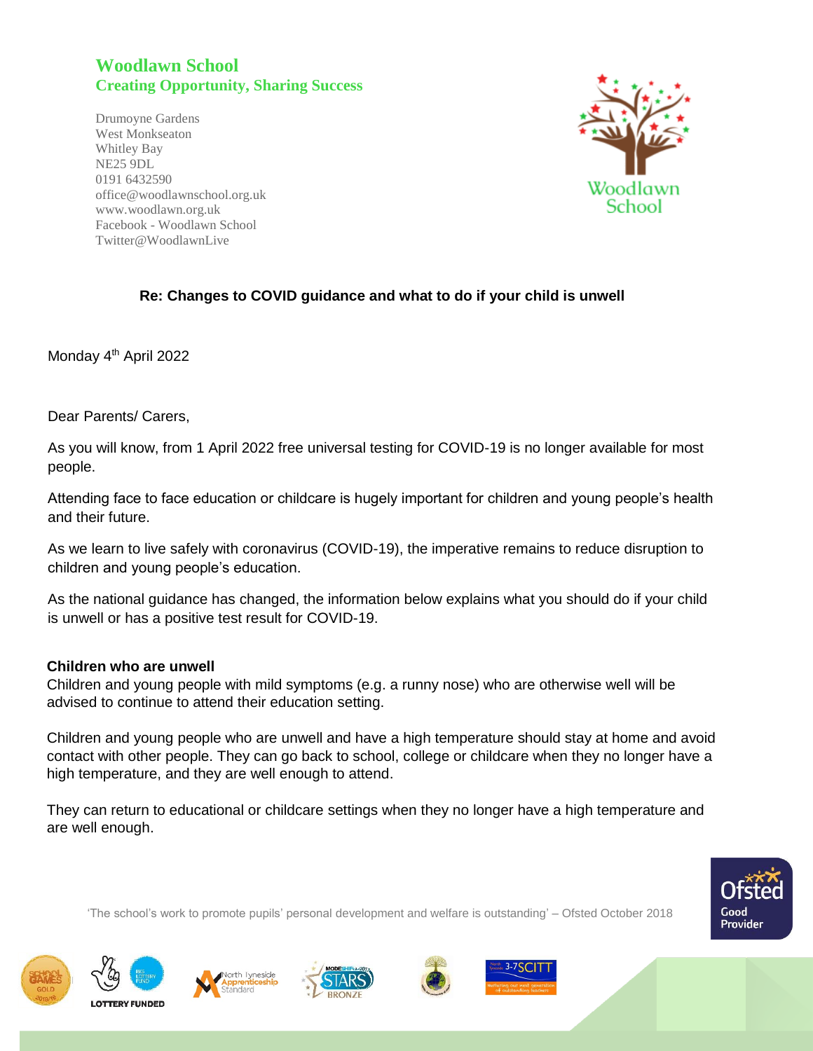**Woodlawn School**
**Creating Opportunity, Sharing Success**

Drumoyne Gardens
West Monkseaton
Whitley Bay
NE25 9DL
0191 6432590
office@woodlawnschool.org.uk
www.woodlawn.org.uk
Facebook - Woodlawn School
Twitter@WoodlawnLive

**Re: Changes to COVID guidance and what to do if your child is unwell**

Monday 4th April 2022

Dear Parents/ Carers,

As you will know, from 1 April 2022 free universal testing for COVID-19 is no longer available for most people.

Attending face to face education or childcare is hugely important for children and young people's health and their future.

As we learn to live safely with coronavirus (COVID-19), the imperative remains to reduce disruption to children and young people's education.

As the national guidance has changed, the information below explains what you should do if your child is unwell or has a positive test result for COVID-19.

**Children who are unwell**

Children and young people with mild symptoms (e.g. a runny nose) who are otherwise well will be advised to continue to attend their education setting.

Children and young people who are unwell and have a high temperature should stay at home and avoid contact with other people. They can go back to school, college or childcare when they no longer have a high temperature, and they are well enough to attend.

They can return to educational or childcare settings when they no longer have a high temperature and are well enough.

'The school's work to promote pupils' personal development and welfare is outstanding' – Ofsted October 2018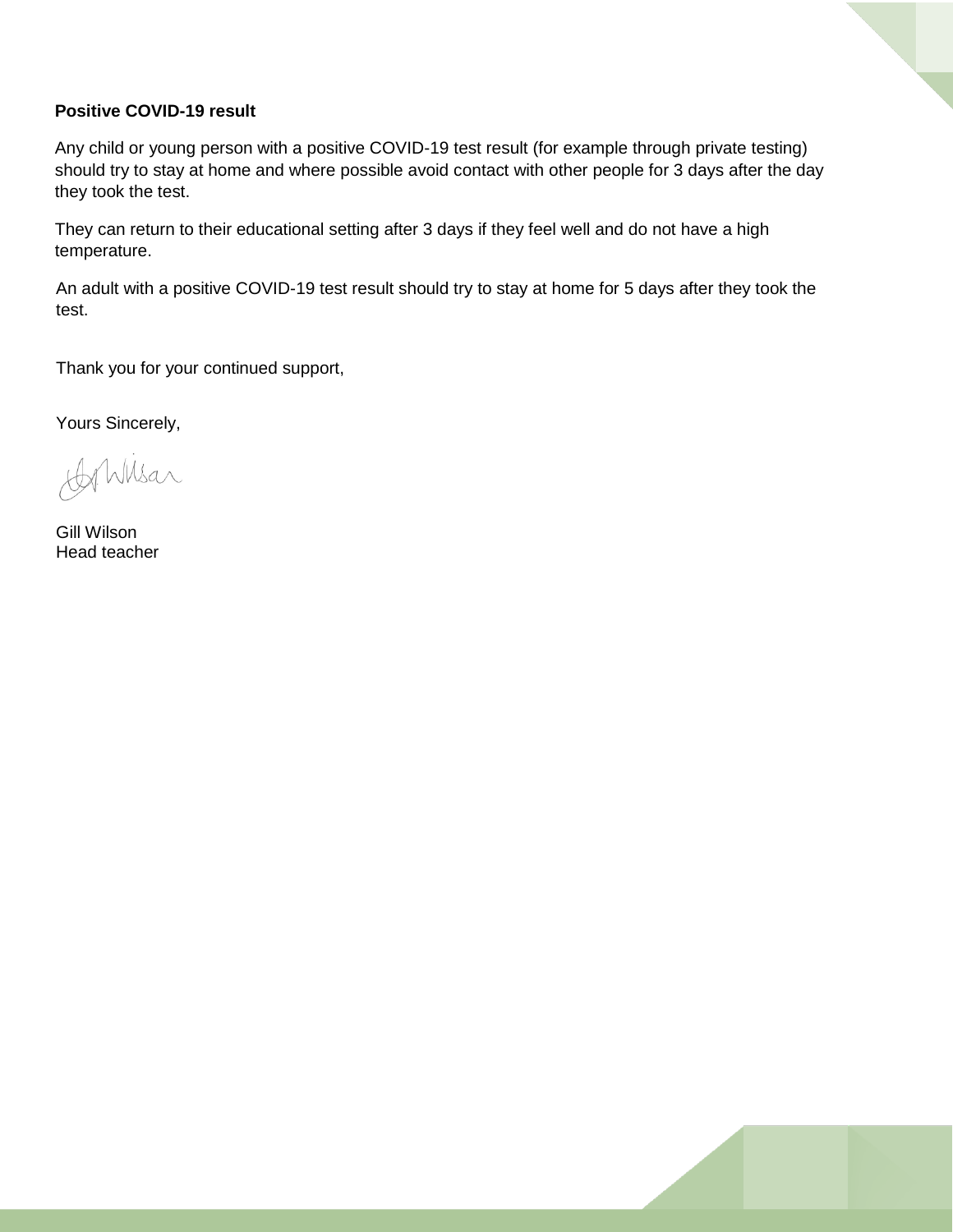**Positive COVID-19 result**

Any child or young person with a positive COVID-19 test result (for example through private testing) should try to stay at home and where possible avoid contact with other people for 3 days after the day they took the test.

They can return to their educational setting after 3 days if they feel well and do not have a high temperature.

An adult with a positive COVID-19 test result should try to stay at home for 5 days after they took the test.

Thank you for your continued support,

Yours Sincerely,

Gill Wilson
Head teacher